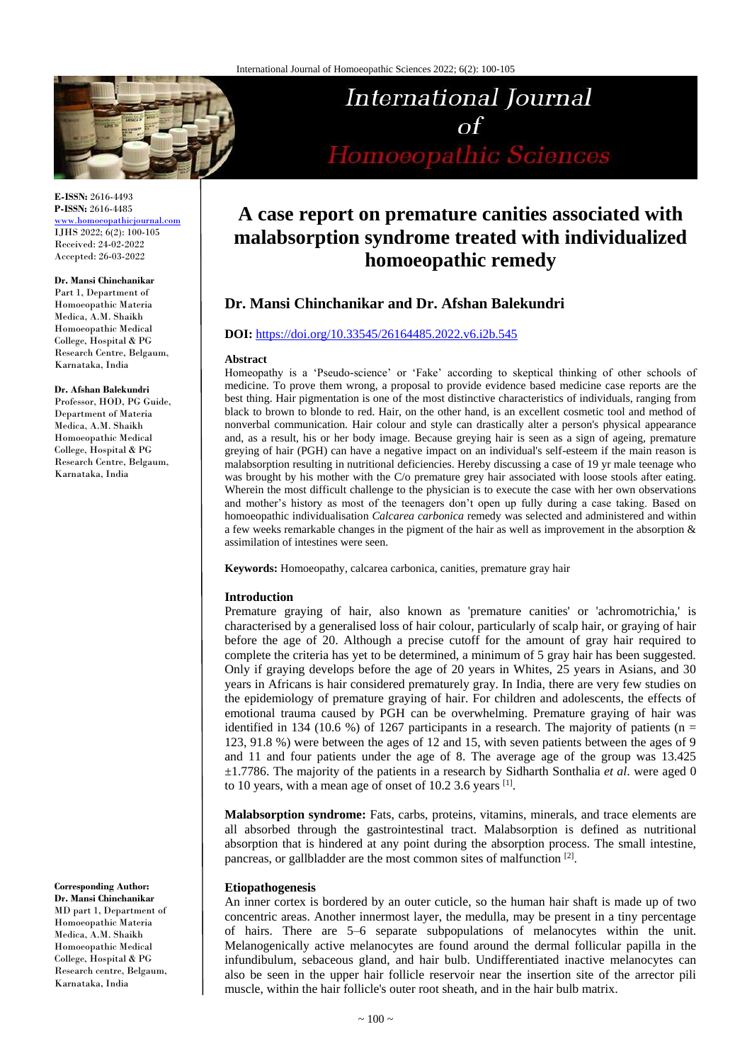E-ISSN: 2616-4493
P-ISSN: 2616-4485
www.homoeopathicjournal.com
IJHS 2022; 6(2): 100-105
Received: 24-02-2022
Accepted: 26-03-2022

**Dr. Mansi Chinchanikar**
Part 1, Department of Homoeopathic Materia Medica, A.M. Shaikh Homoeopathic Medical College, Hospital & PG Research Centre, Belgaum, Karnataka, India

**Dr. Afshan Balekundri**
Professor, HOD, PG Guide, Department of Materia Medica, A.M. Shaikh Homoeopathic Medical College, Hospital & PG Research Centre, Belgaum, Karnataka, India

**Corresponding Author:**
**Dr. Mansi Chinchanikar**
MD part 1, Department of Homoeopathic Materia Medica, A.M. Shaikh Homoeopathic Medical College, Hospital & PG Research centre, Belgaum, Karnataka, India

# A case report on premature canities associated with malabsorption syndrome treated with individualized homoeopathic remedy

## Dr. Mansi Chinchanikar and Dr. Afshan Balekundri

**DOI:** https://doi.org/10.33545/26164485.2022.v6.i2b.545

**Abstract**

Homeopathy is a 'Pseudo-science' or 'Fake' according to skeptical thinking of other schools of medicine. To prove them wrong, a proposal to provide evidence based medicine case reports are the best thing. Hair pigmentation is one of the most distinctive characteristics of individuals, ranging from black to brown to blonde to red. Hair, on the other hand, is an excellent cosmetic tool and method of nonverbal communication. Hair colour and style can drastically alter a person's physical appearance and, as a result, his or her body image. Because greying hair is seen as a sign of ageing, premature greying of hair (PGH) can have a negative impact on an individual's self-esteem if the main reason is malabsorption resulting in nutritional deficiencies. Hereby discussing a case of 19 yr male teenage who was brought by his mother with the C/o premature grey hair associated with loose stools after eating. Wherein the most difficult challenge to the physician is to execute the case with her own observations and mother's history as most of the teenagers don't open up fully during a case taking. Based on homoeopathic individualisation *Calcarea carbonica* remedy was selected and administered and within a few weeks remarkable changes in the pigment of the hair as well as improvement in the absorption & assimilation of intestines were seen.

**Keywords:** Homoeopathy, calcarea carbonica, canities, premature gray hair

**Introduction**

Premature graying of hair, also known as 'premature canities' or 'achromotrichia,' is characterised by a generalised loss of hair colour, particularly of scalp hair, or graying of hair before the age of 20. Although a precise cutoff for the amount of gray hair required to complete the criteria has yet to be determined, a minimum of 5 gray hair has been suggested. Only if graying develops before the age of 20 years in Whites, 25 years in Asians, and 30 years in Africans is hair considered prematurely gray. In India, there are very few studies on the epidemiology of premature graying of hair. For children and adolescents, the effects of emotional trauma caused by PGH can be overwhelming. Premature graying of hair was identified in 134 (10.6 %) of 1267 participants in a research. The majority of patients ($n = 123$, 91.8 %) were between the ages of 12 and 15, with seven patients between the ages of 9 and 11 and four patients under the age of 8. The average age of the group was 13.425 ±1.7786. The majority of the patients in a research by Sidharth Sonthalia *et al*. were aged 0 to 10 years, with a mean age of onset of 10.2 3.6 years [1].

**Malabsorption syndrome:** Fats, carbs, proteins, vitamins, minerals, and trace elements are all absorbed through the gastrointestinal tract. Malabsorption is defined as nutritional absorption that is hindered at any point during the absorption process. The small intestine, pancreas, or gallbladder are the most common sites of malfunction [2].

**Etiopathogenesis**

An inner cortex is bordered by an outer cuticle, so the human hair shaft is made up of two concentric areas. Another innermost layer, the medulla, may be present in a tiny percentage of hairs. There are 5–6 separate subpopulations of melanocytes within the unit. Melanogenically active melanocytes are found around the dermal follicular papilla in the infundibulum, sebaceous gland, and hair bulb. Undifferentiated inactive melanocytes can also be seen in the upper hair follicle reservoir near the insertion site of the arrector pili muscle, within the hair follicle's outer root sheath, and in the hair bulb matrix.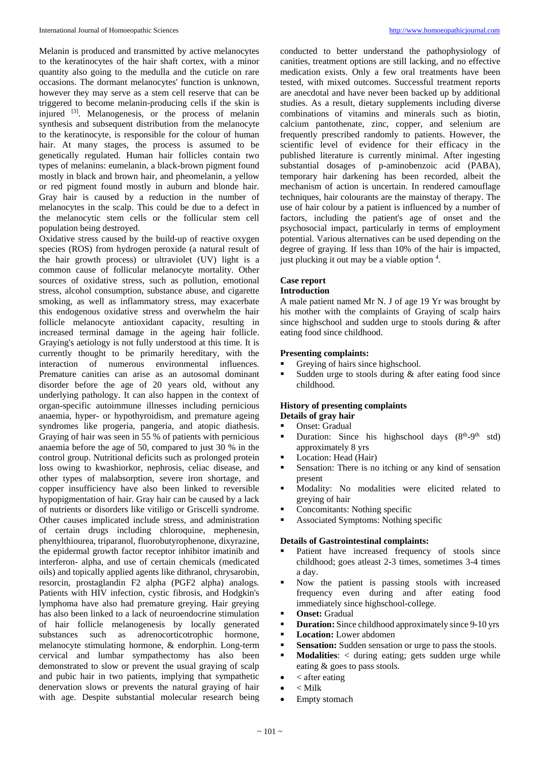Melanin is produced and transmitted by active melanocytes to the keratinocytes of the hair shaft cortex, with a minor quantity also going to the medulla and the cuticle on rare occasions. The dormant melanocytes' function is unknown, however they may serve as a stem cell reserve that can be triggered to become melanin-producing cells if the skin is injured [3]. Melanogenesis, or the process of melanin synthesis and subsequent distribution from the melanocyte to the keratinocyte, is responsible for the colour of human hair. At many stages, the process is assumed to be genetically regulated. Human hair follicles contain two types of melanins: eumelanin, a black-brown pigment found mostly in black and brown hair, and pheomelanin, a yellow or red pigment found mostly in auburn and blonde hair. Gray hair is caused by a reduction in the number of melanocytes in the scalp. This could be due to a defect in the melanocytic stem cells or the follicular stem cell population being destroyed.

Oxidative stress caused by the build-up of reactive oxygen species (ROS) from hydrogen peroxide (a natural result of the hair growth process) or ultraviolet (UV) light is a common cause of follicular melanocyte mortality. Other sources of oxidative stress, such as pollution, emotional stress, alcohol consumption, substance abuse, and cigarette smoking, as well as inflammatory stress, may exacerbate this endogenous oxidative stress and overwhelm the hair follicle melanocyte antioxidant capacity, resulting in increased terminal damage in the ageing hair follicle. Graying's aetiology is not fully understood at this time. It is currently thought to be primarily hereditary, with the interaction of numerous environmental influences. Premature canities can arise as an autosomal dominant disorder before the age of 20 years old, without any underlying pathology. It can also happen in the context of organ-specific autoimmune illnesses including pernicious anaemia, hyper- or hypothyroidism, and premature ageing syndromes like progeria, pangeria, and atopic diathesis. Graying of hair was seen in 55 % of patients with pernicious anaemia before the age of 50, compared to just 30 % in the control group. Nutritional deficits such as prolonged protein loss owing to kwashiorkor, nephrosis, celiac disease, and other types of malabsorption, severe iron shortage, and copper insufficiency have also been linked to reversible hypopigmentation of hair. Gray hair can be caused by a lack of nutrients or disorders like vitiligo or Griscelli syndrome. Other causes implicated include stress, and administration of certain drugs including chloroquine, mephenesin, phenylthiourea, triparanol, fluorobutyrophenone, dixyrazine, the epidermal growth factor receptor inhibitor imatinib and interferon- alpha, and use of certain chemicals (medicated oils) and topically applied agents like dithranol, chrysarobin, resorcin, prostaglandin F2 alpha (PGF2 alpha) analogs. Patients with HIV infection, cystic fibrosis, and Hodgkin's lymphoma have also had premature greying. Hair greying has also been linked to a lack of neuroendocrine stimulation of hair follicle melanogenesis by locally generated substances such as adrenocorticotrophic hormone, melanocyte stimulating hormone, & endorphin. Long-term cervical and lumbar sympathectomy has also been demonstrated to slow or prevent the usual graying of scalp and pubic hair in two patients, implying that sympathetic denervation slows or prevents the natural graying of hair with age. Despite substantial molecular research being conducted to better understand the pathophysiology of canities, treatment options are still lacking, and no effective medication exists. Only a few oral treatments have been tested, with mixed outcomes. Successful treatment reports are anecdotal and have never been backed up by additional studies. As a result, dietary supplements including diverse combinations of vitamins and minerals such as biotin, calcium pantothenate, zinc, copper, and selenium are frequently prescribed randomly to patients. However, the scientific level of evidence for their efficacy in the published literature is currently minimal. After ingesting substantial dosages of p-aminobenzoic acid (PABA), temporary hair darkening has been recorded, albeit the mechanism of action is uncertain. In rendered camouflage techniques, hair colourants are the mainstay of therapy. The use of hair colour by a patient is influenced by a number of factors, including the patient's age of onset and the psychosocial impact, particularly in terms of employment potential. Various alternatives can be used depending on the degree of graying. If less than 10% of the hair is impacted, just plucking it out may be a viable option [4].

## Case report

### Introduction

A male patient named Mr N. J of age 19 Yr was brought by his mother with the complaints of Graying of scalp hairs since highschool and sudden urge to stools during & after eating food since childhood.

### Presenting complaints:

- Greying of hairs since highschool.
- Sudden urge to stools during & after eating food since childhood.

### History of presenting complaints

**Details of gray hair**

- Onset: Gradual
- Duration: Since his highschool days (8th-9th std) approximately 8 yrs
- Location: Head (Hair)
- Sensation: There is no itching or any kind of sensation present
- Modality: No modalities were elicited related to greying of hair
- Concomitants: Nothing specific
- Associated Symptoms: Nothing specific

### Details of Gastrointestinal complaints:

- Patient have increased frequency of stools since childhood; goes atleast 2-3 times, sometimes 3-4 times a day.
- Now the patient is passing stools with increased frequency even during and after eating food immediately since highschool-college.
- **Onset:** Gradual
- **Duration:** Since childhood approximately since 9-10 yrs
- **Location:** Lower abdomen
- **Sensation:** Sudden sensation or urge to pass the stools.
- **Modalities**: < during eating; gets sudden urge while eating & goes to pass stools.
- < after eating
- < Milk
- Empty stomach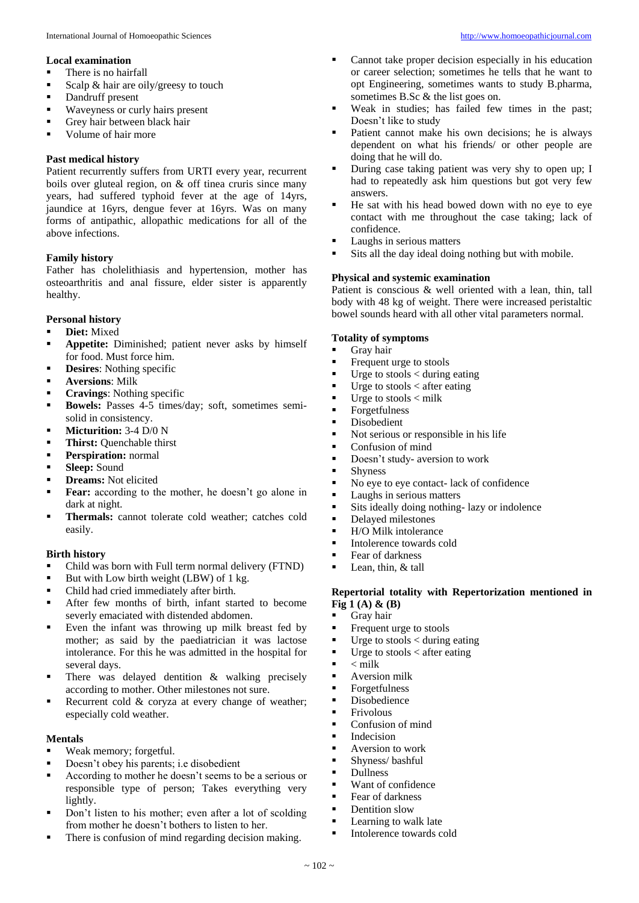### Local examination

- There is no hairfall
- Scalp & hair are oily/greesy to touch
- Dandruff present
- Waveyness or curly hairs present
- Grey hair between black hair
- Volume of hair more

### Past medical history

Patient recurrently suffers from URTI every year, recurrent boils over gluteal region, on & off tinea cruris since many years, had suffered typhoid fever at the age of 14yrs, jaundice at 16yrs, dengue fever at 16yrs. Was on many forms of antipathic, allopathic medications for all of the above infections.

### Family history

Father has cholelithiasis and hypertension, mother has osteoarthritis and anal fissure, elder sister is apparently healthy.

### Personal history

- **Diet:** Mixed
- **Appetite:** Diminished; patient never asks by himself for food. Must force him.
- **Desires**: Nothing specific
- **Aversions**: Milk
- **Cravings**: Nothing specific
- **Bowels:** Passes 4-5 times/day; soft, sometimes semi-solid in consistency.
- **Micturition:** 3-4 D/0 N
- **Thirst:** Quenchable thirst
- **Perspiration:** normal
- **Sleep:** Sound
- **Dreams:** Not elicited
- **Fear:** according to the mother, he doesn't go alone in dark at night.
- **Thermals:** cannot tolerate cold weather; catches cold easily.

### Birth history

- Child was born with Full term normal delivery (FTND)
- But with Low birth weight (LBW) of 1 kg.
- Child had cried immediately after birth.
- After few months of birth, infant started to become severly emaciated with distended abdomen.
- Even the infant was throwing up milk breast fed by mother; as said by the paediatrician it was lactose intolerance. For this he was admitted in the hospital for several days.
- There was delayed dentition & walking precisely according to mother. Other milestones not sure.
- Recurrent cold & coryza at every change of weather; especially cold weather.

### Mentals

- Weak memory; forgetful.
- Doesn't obey his parents; i.e disobedient
- According to mother he doesn't seems to be a serious or responsible type of person; Takes everything very lightly.
- Don't listen to his mother; even after a lot of scolding from mother he doesn't bothers to listen to her.
- There is confusion of mind regarding decision making.
- Cannot take proper decision especially in his education or career selection; sometimes he tells that he want to opt Engineering, sometimes wants to study B.pharma, sometimes B.Sc & the list goes on.
- Weak in studies; has failed few times in the past; Doesn't like to study
- Patient cannot make his own decisions; he is always dependent on what his friends/ or other people are doing that he will do.
- During case taking patient was very shy to open up; I had to repeatedly ask him questions but got very few answers.
- He sat with his head bowed down with no eye to eye contact with me throughout the case taking; lack of confidence.
- Laughs in serious matters
- Sits all the day ideal doing nothing but with mobile.

### Physical and systemic examination

Patient is conscious & well oriented with a lean, thin, tall body with 48 kg of weight. There were increased peristaltic bowel sounds heard with all other vital parameters normal.

### Totality of symptoms

- Gray hair
- Frequent urge to stools
- Urge to stools < during eating
- Urge to stools < after eating
- Urge to stools < milk
- Forgetfulness
- Disobedient
- Not serious or responsible in his life
- Confusion of mind
- Doesn't study- aversion to work
- Shyness
- No eye to eye contact- lack of confidence
- Laughs in serious matters
- Sits ideally doing nothing- lazy or indolence
- Delayed milestones
- H/O Milk intolerance
- Intolerence towards cold
- Fear of darkness
- Lean, thin, & tall

### Repertorial totality with Repertorization mentioned in Fig 1 (A) & (B)

- Gray hair
- Frequent urge to stools
- Urge to stools < during eating
- Urge to stools < after eating
- < milk
- Aversion milk
- Forgetfulness
- Disobedience
- Frivolous
- Confusion of mind
- Indecision
- Aversion to work
- Shyness/ bashful
- Dullness
- Want of confidence
- Fear of darkness
- Dentition slow
- Learning to walk late
- Intolerence towards cold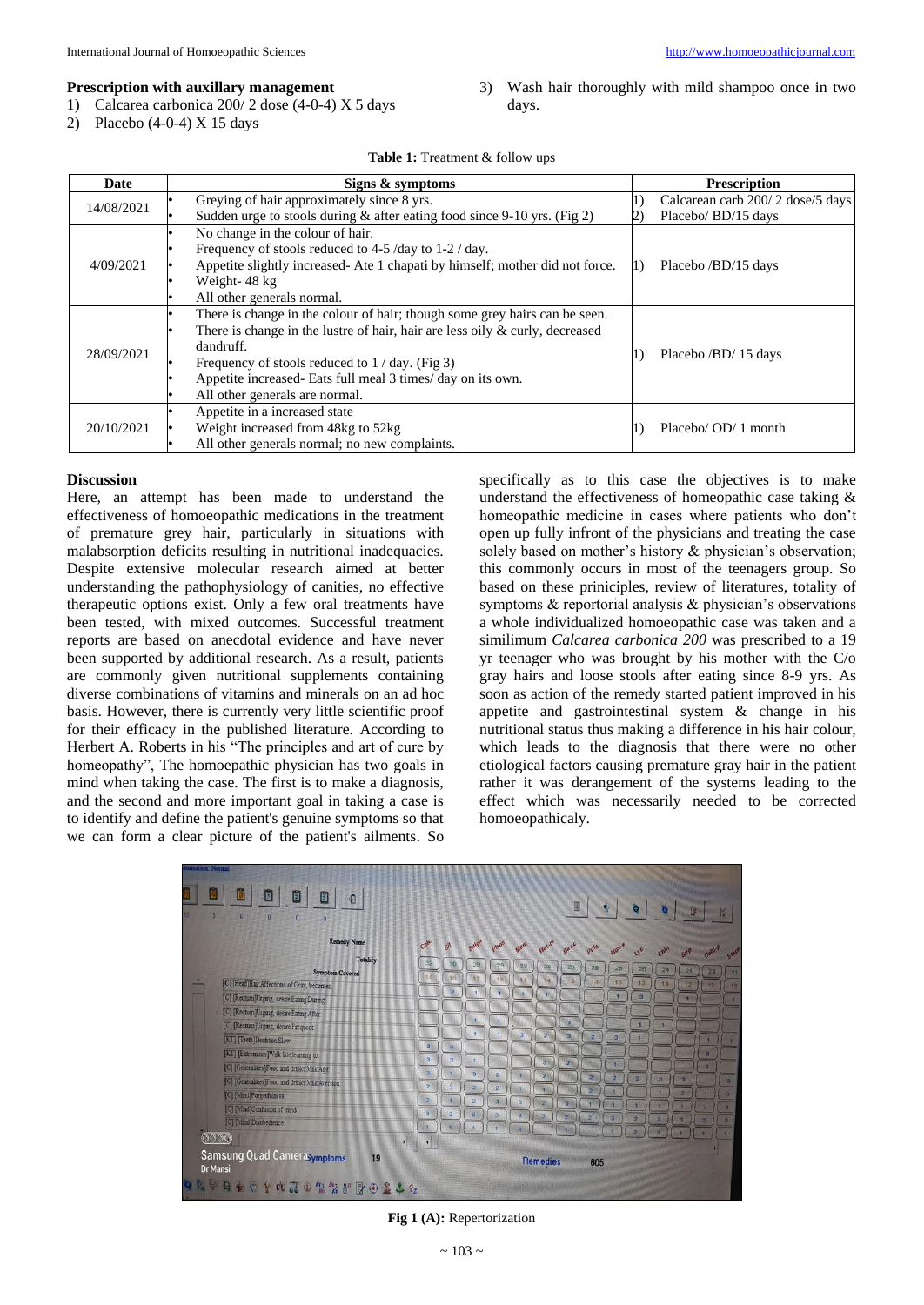### Prescription with auxillary management

1) Calcarea carbonica 200/ 2 dose (4-0-4) X 5 days
2) Placebo (4-0-4) X 15 days
3) Wash hair thoroughly with mild shampoo once in two days.

**Table 1:** Treatment & follow ups

| Date | Signs & symptoms | Prescription |
|---|---|---|
| 14/08/2021 | • Greying of hair approximately since 8 yrs.<br>• Sudden urge to stools during & after eating food since 9-10 yrs. (Fig 2) | 1) Calcarean carb 200/ 2 dose/5 days<br>2) Placebo/ BD/15 days |
| 4/09/2021 | • No change in the colour of hair.<br>• Frequency of stools reduced to 4-5 /day to 1-2 / day.<br>• Appetite slightly increased- Ate 1 chapati by himself; mother did not force.<br>• Weight- 48 kg<br>• All other generals normal. | 1) Placebo /BD/15 days |
| 28/09/2021 | • There is change in the colour of hair; though some grey hairs can be seen.<br>• There is change in the lustre of hair, hair are less oily & curly, decreased dandruff.<br>• Frequency of stools reduced to 1 / day. (Fig 3)<br>• Appetite increased- Eats full meal 3 times/ day on its own.<br>• All other generals are normal. | 1) Placebo /BD/ 15 days |
| 20/10/2021 | • Appetite in a increased state<br>• Weight increased from 48kg to 52kg<br>• All other generals normal; no new complaints. | 1) Placebo/ OD/ 1 month |

## Discussion

Here, an attempt has been made to understand the effectiveness of homoeopathic medications in the treatment of premature grey hair, particularly in situations with malabsorption deficits resulting in nutritional inadequacies. Despite extensive molecular research aimed at better understanding the pathophysiology of canities, no effective therapeutic options exist. Only a few oral treatments have been tested, with mixed outcomes. Successful treatment reports are based on anecdotal evidence and have never been supported by additional research. As a result, patients are commonly given nutritional supplements containing diverse combinations of vitamins and minerals on an ad hoc basis. However, there is currently very little scientific proof for their efficacy in the published literature. According to Herbert A. Roberts in his "The principles and art of cure by homeopathy", The homoepathic physician has two goals in mind when taking the case. The first is to make a diagnosis, and the second and more important goal in taking a case is to identify and define the patient's genuine symptoms so that we can form a clear picture of the patient's ailments. So specifically as to this case the objectives is to make understand the effectiveness of homeopathic case taking & homeopathic medicine in cases where patients who don't open up fully infront of the physicians and treating the case solely based on mother's history & physician's observation; this commonly occurs in most of the teenagers group. So based on these priniciples, review of literatures, totality of symptoms & reportorial analysis & physician's observations a whole individualized homoeopathic case was taken and a similimum *Calcarea carbonica 200* was prescribed to a 19 yr teenager who was brought by his mother with the C/o gray hairs and loose stools after eating since 8-9 yrs. As soon as action of the remedy started patient improved in his appetite and gastrointestinal system & change in his nutritional status thus making a difference in his hair colour, which leads to the diagnosis that there were no other etiological factors causing premature gray hair in the patient rather it was derangement of the systems leading to the effect which was necessarily needed to be corrected homoeopathicaly.

Fig 1 (A): Repertorization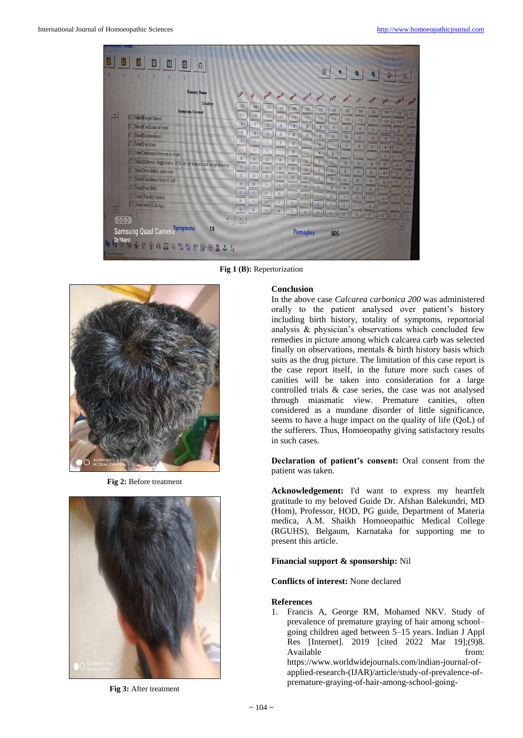Fig 1 (B): Repertorization

Fig 2: Before treatment

Fig 3: After treatment

## Conclusion

In the above case *Calcarea carbonica 200* was administered orally to the patient analysed over patient's history including birth history, totality of symptoms, reportorial analysis & physician's observations which concluded few remedies in picture among which calcarea carb was selected finally on observations, mentals & birth history basis which suits as the drug picture. The limitation of this case report is the case report itself, in the future more such cases of canities will be taken into consideration for a large controlled trials & case series, the case was not analysed through miasmatic view. Premature canities, often considered as a mundane disorder of little significance, seems to have a huge impact on the quality of life (QoL) of the sufferers. Thus, Homoeopathy giving satisfactory results in such cases.

**Declaration of patient's consent:** Oral consent from the patient was taken.

**Acknowledgement:** I'd want to express my heartfelt gratitude to my beloved Guide Dr. Afshan Balekundri, MD (Hom), Professor, HOD, PG guide, Department of Materia medica, A.M. Shaikh Homoeopathic Medical College (RGUHS), Belgaum, Karnataka for supporting me to present this article.

**Financial support & sponsorship:** Nil

**Conflicts of interest:** None declared

## References

1. Francis A, George RM, Mohamed NKV. Study of prevalence of premature graying of hair among school–going children aged between 5–15 years. Indian J Appl Res [Internet]. 2019 [cited 2022 Mar 19];(9)8. Available from: https://www.worldwidejournals.com/indian-journal-of-applied-research-(IJAR)/article/study-of-prevalence-of-premature-graying-of-hair-among-school-going-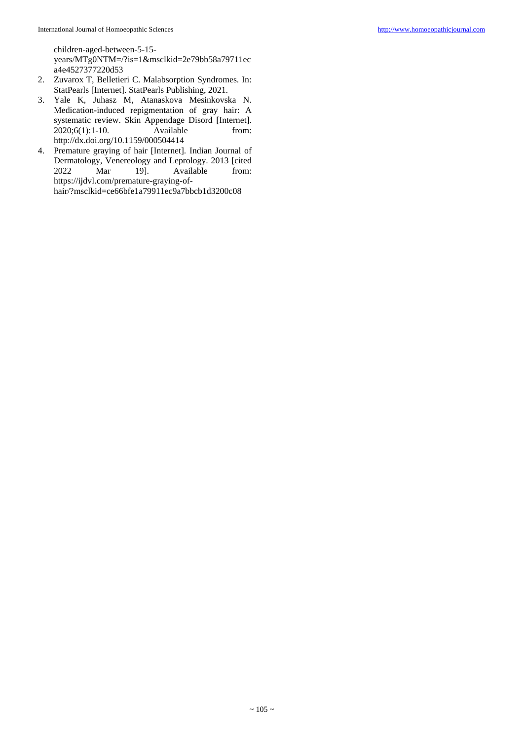children-aged-between-5-15-years/MTg0NTM=/?is=1&msclkid=2e79bb58a79711eca4e4527377220d53

2. Zuvarox T, Belletieri C. Malabsorption Syndromes. In: StatPearls [Internet]. StatPearls Publishing, 2021.
3. Yale K, Juhasz M, Atanaskova Mesinkovska N. Medication-induced repigmentation of gray hair: A systematic review. Skin Appendage Disord [Internet]. 2020;6(1):1-10. Available from: http://dx.doi.org/10.1159/000504414
4. Premature graying of hair [Internet]. Indian Journal of Dermatology, Venereology and Leprology. 2013 [cited 2022 Mar 19]. Available from: https://ijdvl.com/premature-graying-of-hair/?msclkid=ce66bfe1a79911ec9a7bbcb1d3200c08